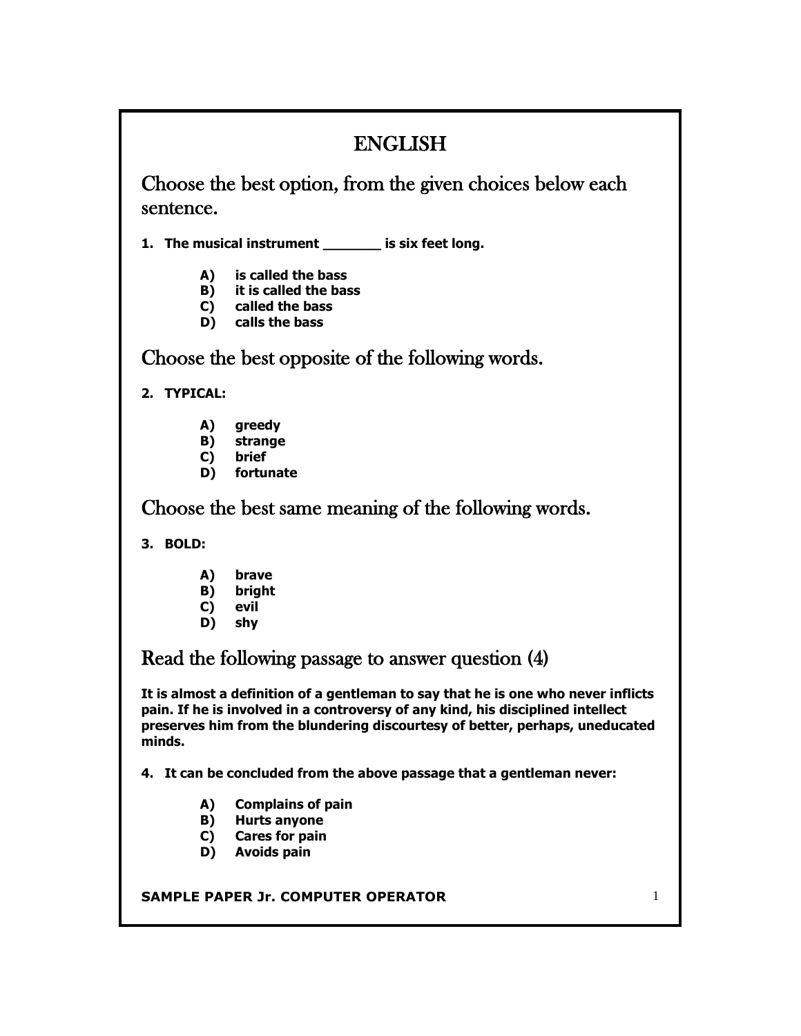# ENGLISH

## Choose the best option, from the given choices below each sentence.

**1. The musical instrument _______ is six feet long.**

- **A) is called the bass**
- **B) it is called the bass**
- **C) called the bass**
- **D) calls the bass**

## Choose the best opposite of the following words.

**2. TYPICAL:**

- **A) greedy**
- **B) strange**
- **C) brief**
- **D) fortunate**

## Choose the best same meaning of the following words.

**3. BOLD:**

- **A) brave**
- **B) bright**
- **C) evil**
- **D) shy**

## Read the following passage to answer question (4)

**It is almost a definition of a gentleman to say that he is one who never inflicts pain. If he is involved in a controversy of any kind, his disciplined intellect preserves him from the blundering discourtesy of better, perhaps, uneducated minds.**

**4. It can be concluded from the above passage that a gentleman never:**

- **A) Complains of pain**
- **B) Hurts anyone**
- **C) Cares for pain**
- **D) Avoids pain**

**SAMPLE PAPER Jr. COMPUTER OPERATOR**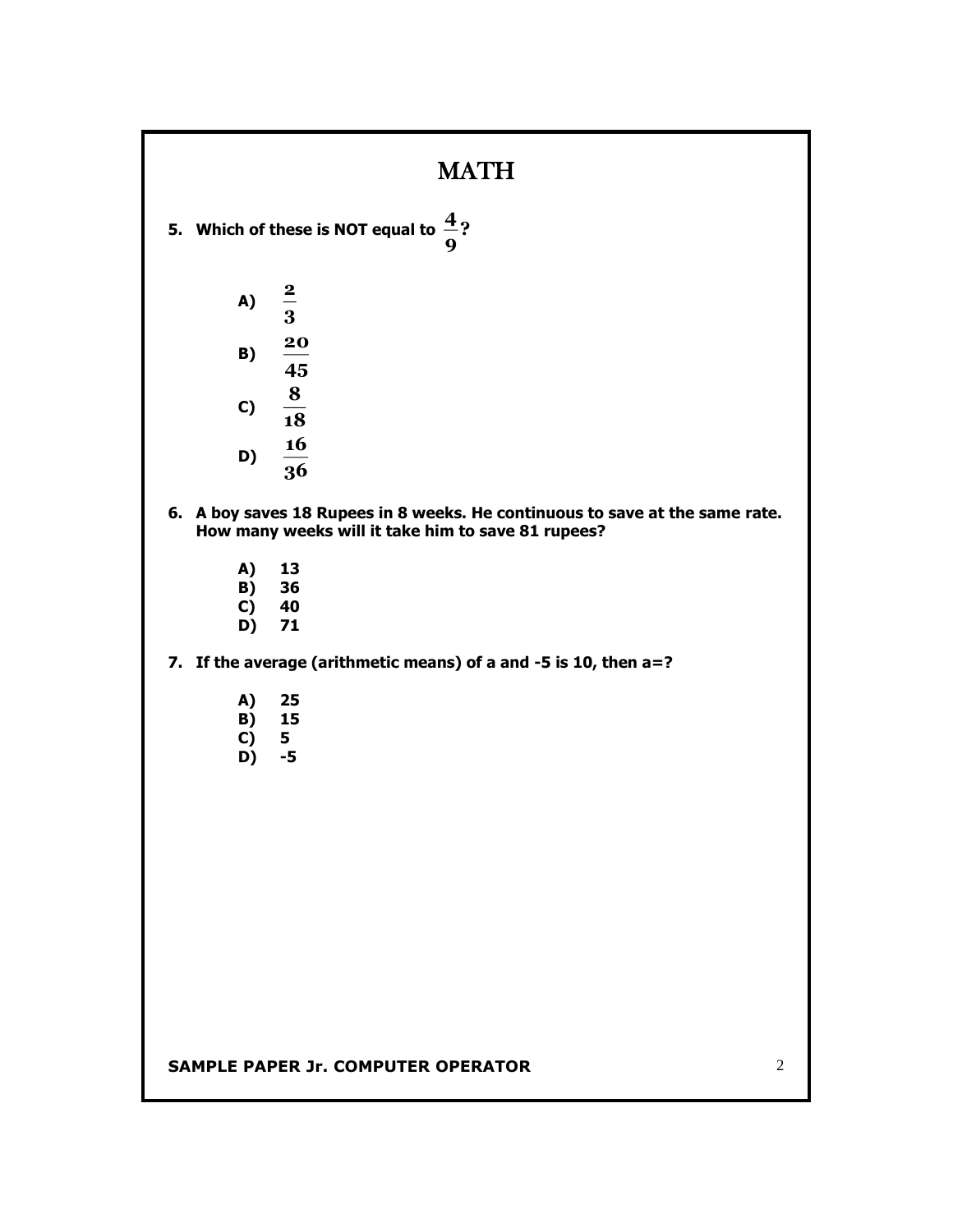# MATH

**5. Which of these is NOT equal to $\frac{4}{9}$?**

- **A)** $\frac{2}{3}$
- **B)** $\frac{20}{45}$
- **C)** $\frac{8}{18}$
- **D)** $\frac{16}{36}$

**6. A boy saves 18 Rupees in 8 weeks. He continuous to save at the same rate. How many weeks will it take him to save 81 rupees?**

- **A) 13**
- **B) 36**
- **C) 40**
- **D) 71**

**7. If the average (arithmetic means) of a and -5 is 10, then a=?**

- **A) 25**
- **B) 15**
- **C) 5**
- **D) -5**

**SAMPLE PAPER Jr. COMPUTER OPERATOR**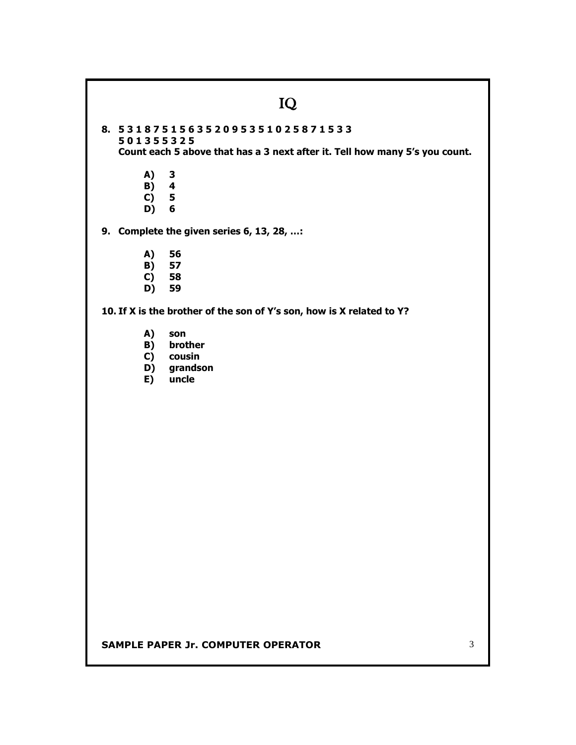# IQ

**8. 5 3 1 8 7 5 1 5 6 3 5 2 0 9 5 3 5 1 0 2 5 8 7 1 5 3 3**
**5 0 1 3 5 5 3 2 5**
**Count each 5 above that has a 3 next after it. Tell how many 5's you count.**

- **A) 3**
- **B) 4**
- **C) 5**
- **D) 6**

**9. Complete the given series 6, 13, 28, …:**

- **A) 56**
- **B) 57**
- **C) 58**
- **D) 59**

**10. If X is the brother of the son of Y's son, how is X related to Y?**

- **A) son**
- **B) brother**
- **C) cousin**
- **D) grandson**
- **E) uncle**

**SAMPLE PAPER Jr. COMPUTER OPERATOR**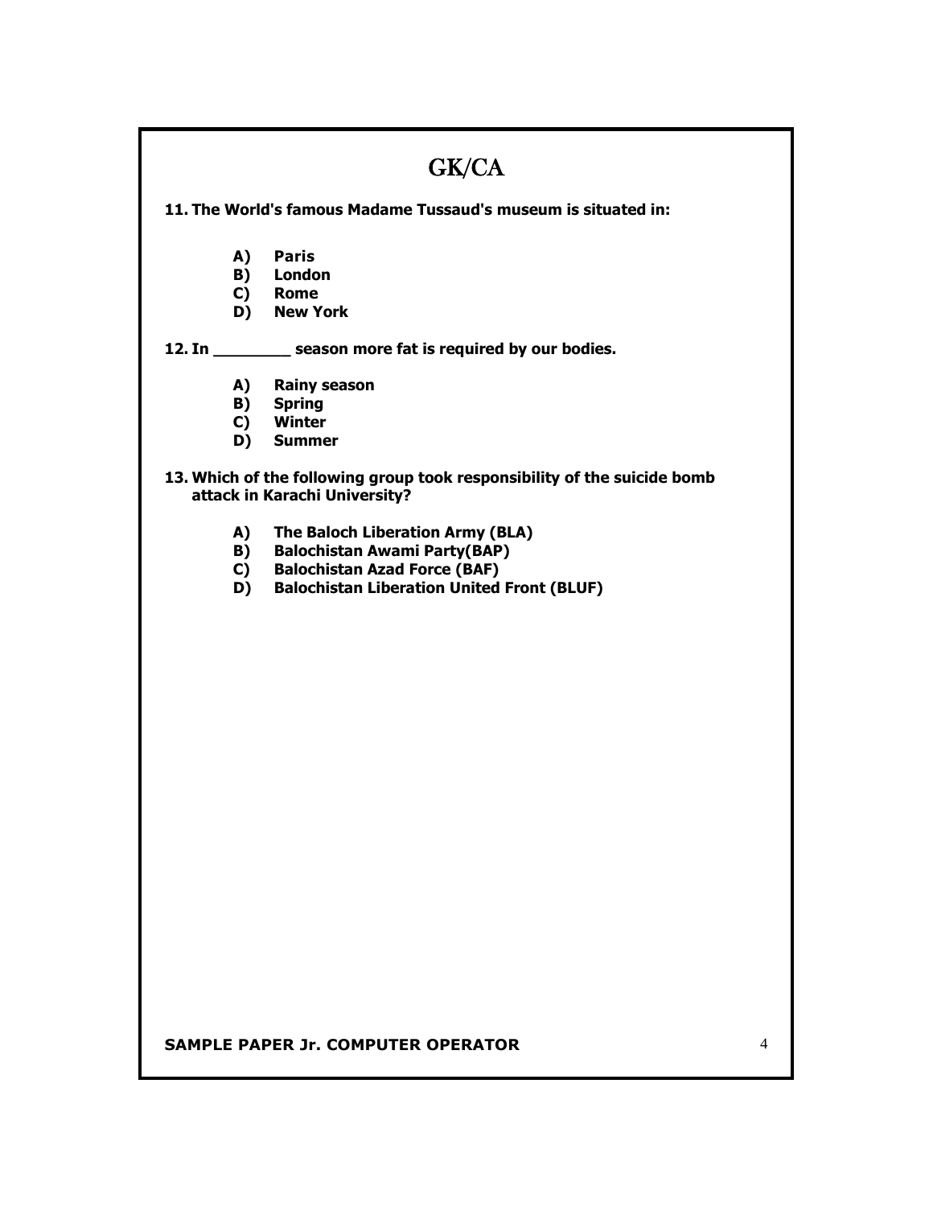# GK/CA

**11. The World's famous Madame Tussaud's museum is situated in:**

- **A) Paris**
- **B) London**
- **C) Rome**
- **D) New York**

**12. In ________ season more fat is required by our bodies.**

- **A) Rainy season**
- **B) Spring**
- **C) Winter**
- **D) Summer**

**13. Which of the following group took responsibility of the suicide bomb attack in Karachi University?**

- **A) The Baloch Liberation Army (BLA)**
- **B) Balochistan Awami Party(BAP)**
- **C) Balochistan Azad Force (BAF)**
- **D) Balochistan Liberation United Front (BLUF)**

**SAMPLE PAPER Jr. COMPUTER OPERATOR**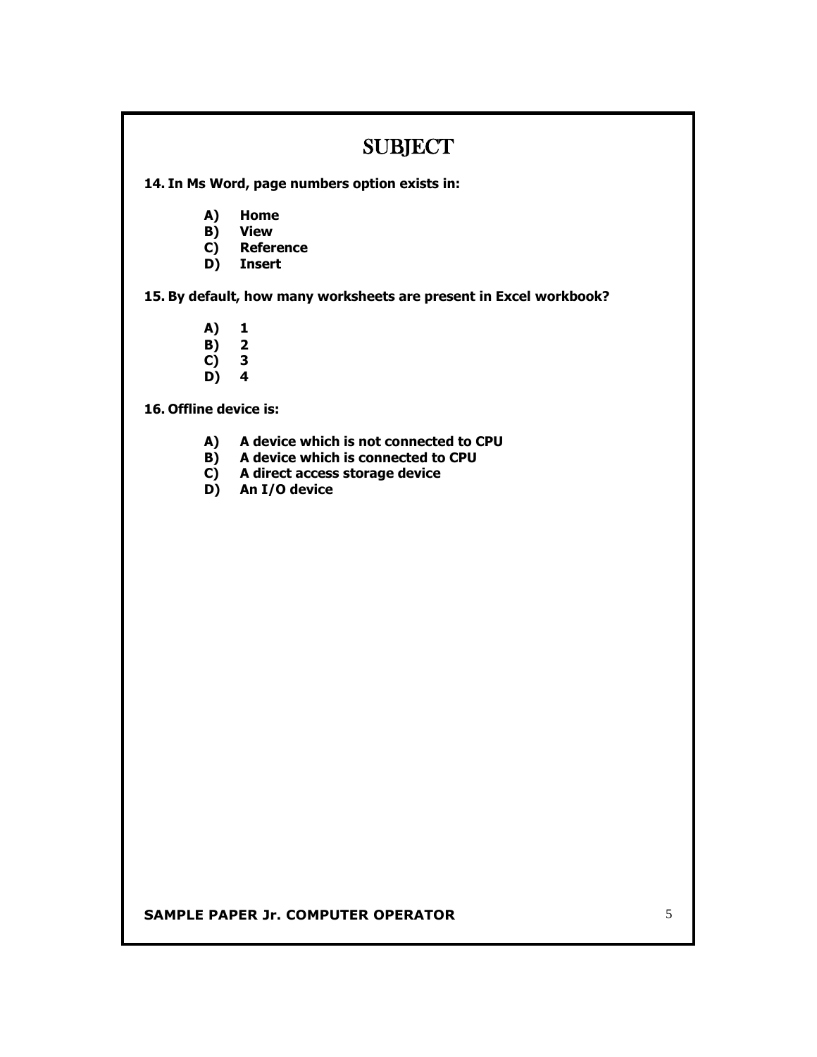# SUBJECT

**14. In Ms Word, page numbers option exists in:**

- **A) Home**
- **B) View**
- **C) Reference**
- **D) Insert**

**15. By default, how many worksheets are present in Excel workbook?**

- **A) 1**
- **B) 2**
- **C) 3**
- **D) 4**

**16. Offline device is:**

- **A) A device which is not connected to CPU**
- **B) A device which is connected to CPU**
- **C) A direct access storage device**
- **D) An I/O device**

**SAMPLE PAPER Jr. COMPUTER OPERATOR**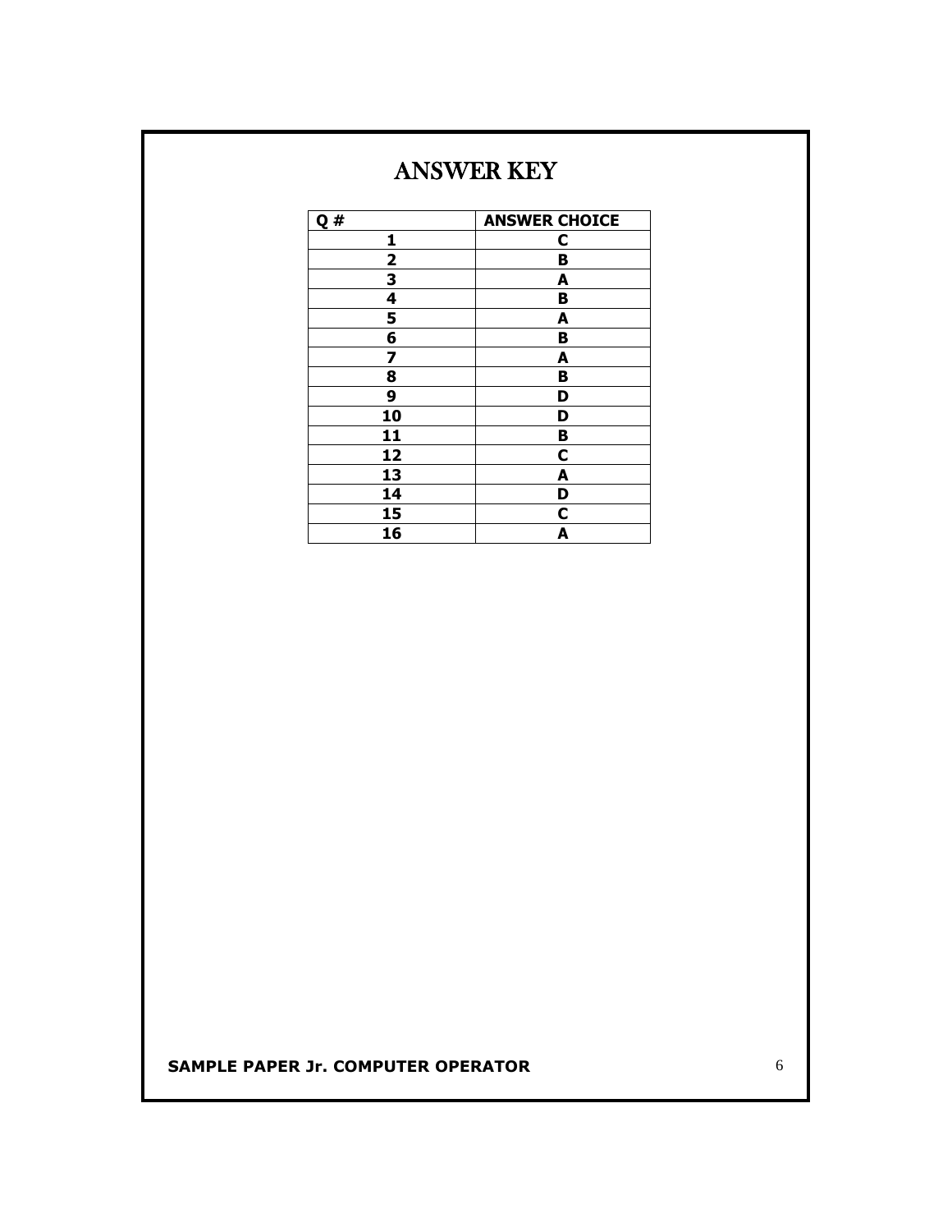# ANSWER KEY

| Q # | ANSWER CHOICE |
|---|---|
| 1 | C |
| 2 | B |
| 3 | A |
| 4 | B |
| 5 | A |
| 6 | B |
| 7 | A |
| 8 | B |
| 9 | D |
| 10 | D |
| 11 | B |
| 12 | C |
| 13 | A |
| 14 | D |
| 15 | C |
| 16 | A |